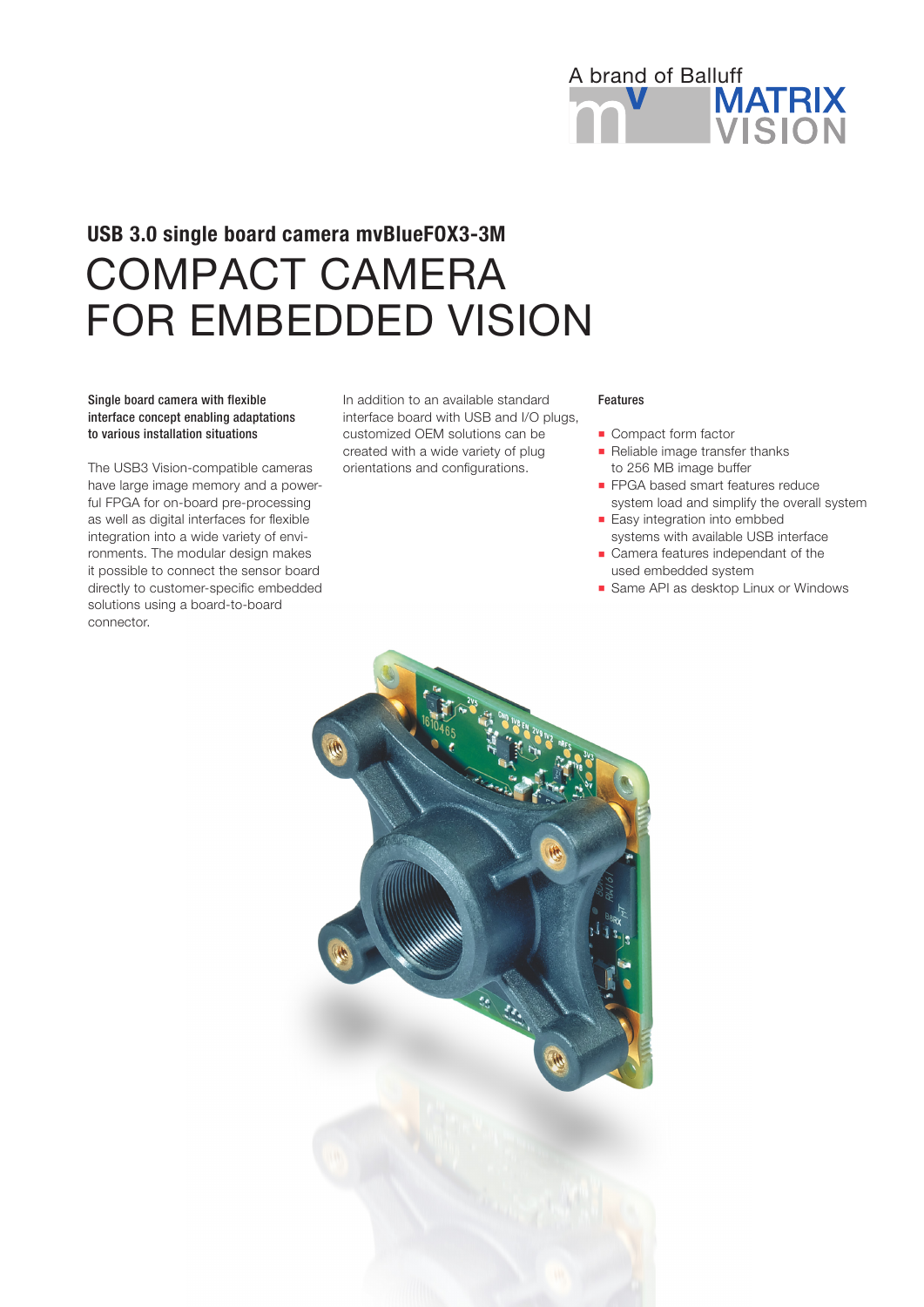A brand of Balluff
MATRIX VISION

## USB 3.0 single board camera mvBlueFOX3-3M

# COMPACT CAMERA FOR EMBEDDED VISION

**Single board camera with flexible interface concept enabling adaptations to various installation situations**

The USB3 Vision-compatible cameras have large image memory and a powerful FPGA for on-board pre-processing as well as digital interfaces for flexible integration into a wide variety of environments. The modular design makes it possible to connect the sensor board directly to customer-specific embedded solutions using a board-to-board connector.

In addition to an available standard interface board with USB and I/O plugs, customized OEM solutions can be created with a wide variety of plug orientations and configurations.

**Features**

- Compact form factor
- Reliable image transfer thanks to 256 MB image buffer
- FPGA based smart features reduce system load and simplify the overall system
- Easy integration into embbed systems with available USB interface
- Camera features independant of the used embedded system
- Same API as desktop Linux or Windows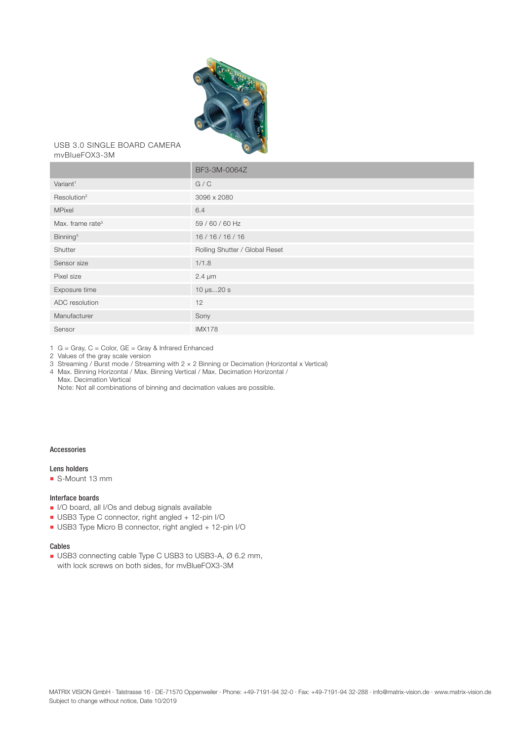USB 3.0 SINGLE BOARD CAMERA
mvBlueFOX3-3M

| | BF3-3M-0064Z |
|---|---|
| Variant[1] | G / C |
| Resolution[2] | 3096 x 2080 |
| MPixel | 6.4 |
| Max. frame rate[3] | 59 / 60 / 60 Hz |
| Binning[4] | 16 / 16 / 16 / 16 |
| Shutter | Rolling Shutter / Global Reset |
| Sensor size | 1/1.8 |
| Pixel size | 2.4 µm |
| Exposure time | 10 µs...20 s |
| ADC resolution | 12 |
| Manufacturer | Sony |
| Sensor | IMX178 |

1 G = Gray, C = Color, GE = Gray & Infrared Enhanced
2 Values of the gray scale version
3 Streaming / Burst mode / Streaming with 2 × 2 Binning or Decimation (Horizontal x Vertical)
4 Max. Binning Horizontal / Max. Binning Vertical / Max. Decimation Horizontal / Max. Decimation Vertical
Note: Not all combinations of binning and decimation values are possible.

## Accessories

### Lens holders

- S-Mount 13 mm

### Interface boards

- I/O board, all I/Os and debug signals available
- USB3 Type C connector, right angled + 12-pin I/O
- USB3 Type Micro B connector, right angled + 12-pin I/O

### Cables

- USB3 connecting cable Type C USB3 to USB3-A, Ø 6.2 mm, with lock screws on both sides, for mvBlueFOX3-3M

MATRIX VISION GmbH · Talstrasse 16 · DE-71570 Oppenweiler · Phone: +49-7191-94 32-0 · Fax: +49-7191-94 32-288 · info@matrix-vision.de · www.matrix-vision.de
Subject to change without notice, Date 10/2019